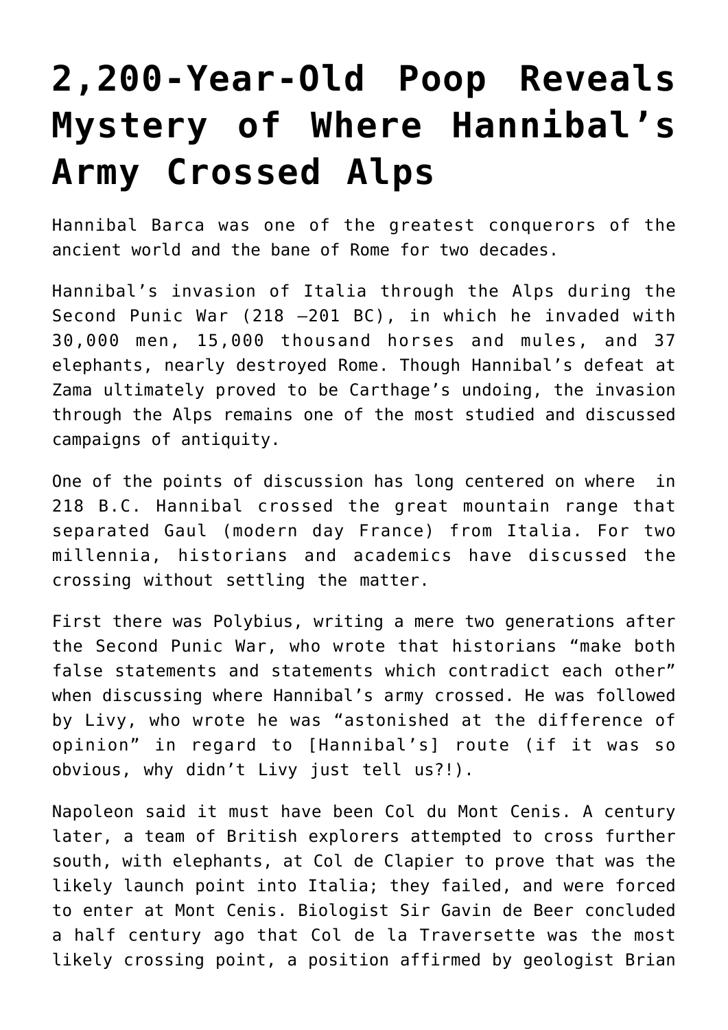# 2,200-Year-Old Poop Reveals Mystery of Where Hannibal's Army Crossed Alps

Hannibal Barca was one of the greatest conquerors of the ancient world and the bane of Rome for two decades.

Hannibal's invasion of Italia through the Alps during the Second Punic War (218 –201 BC), in which he invaded with 30,000 men, 15,000 thousand horses and mules, and 37 elephants, nearly destroyed Rome. Though Hannibal's defeat at Zama ultimately proved to be Carthage's undoing, the invasion through the Alps remains one of the most studied and discussed campaigns of antiquity.

One of the points of discussion has long centered on where in 218 B.C. Hannibal crossed the great mountain range that separated Gaul (modern day France) from Italia. For two millennia, historians and academics have discussed the crossing without settling the matter.

First there was Polybius, writing a mere two generations after the Second Punic War, who wrote that historians "make both false statements and statements which contradict each other" when discussing where Hannibal's army crossed. He was followed by Livy, who wrote he was "astonished at the difference of opinion" in regard to [Hannibal's] route (if it was so obvious, why didn't Livy just tell us?!).

Napoleon said it must have been Col du Mont Cenis. A century later, a team of British explorers attempted to cross further south, with elephants, at Col de Clapier to prove that was the likely launch point into Italia; they failed, and were forced to enter at Mont Cenis. Biologist Sir Gavin de Beer concluded a half century ago that Col de la Traversette was the most likely crossing point, a position affirmed by geologist Brian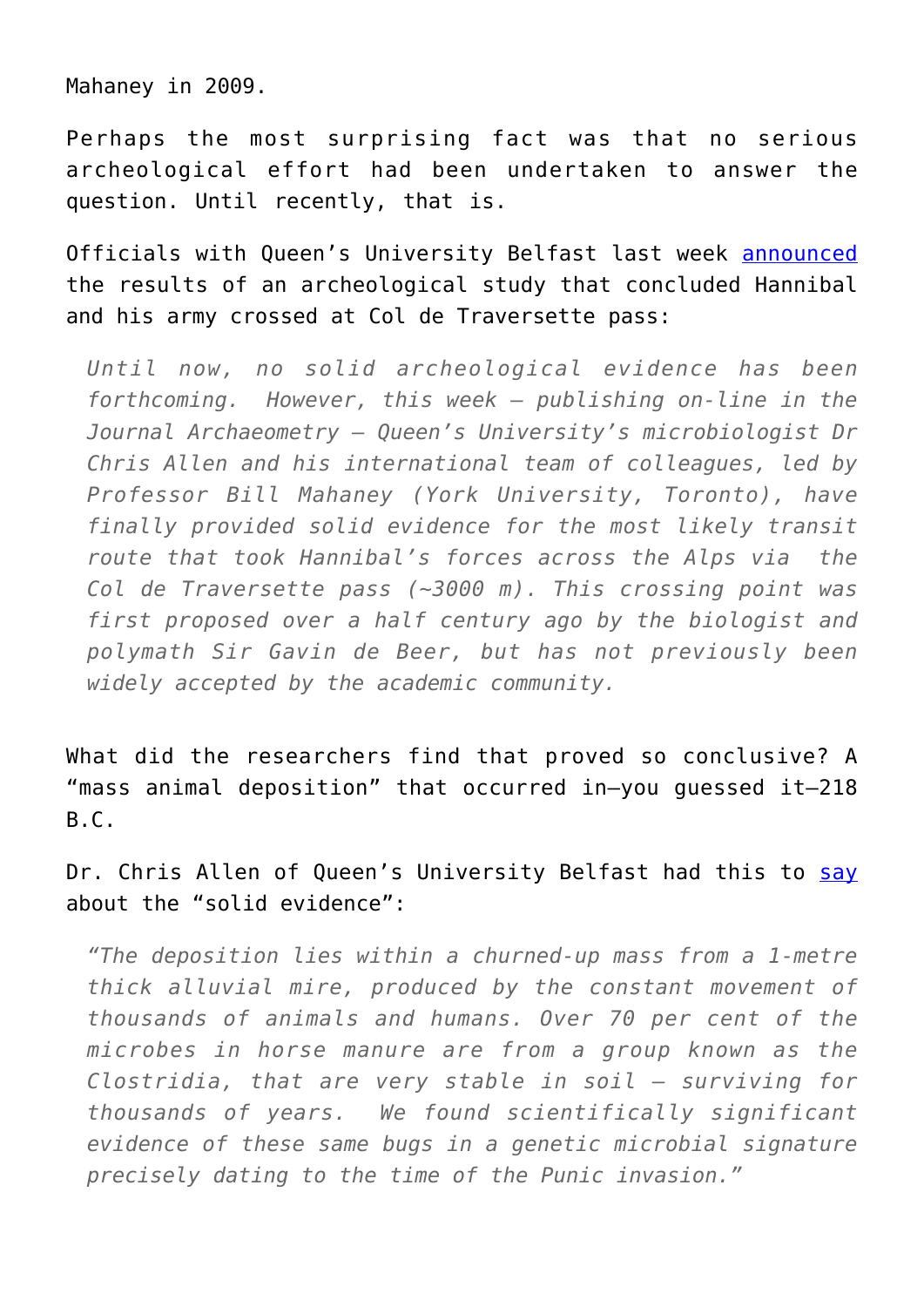Mahaney in 2009.

Perhaps the most surprising fact was that no serious archeological effort had been undertaken to answer the question. Until recently, that is.

Officials with Queen's University Belfast last week announced the results of an archeological study that concluded Hannibal and his army crossed at Col de Traversette pass:

> *Until now, no solid archeological evidence has been forthcoming. However, this week – publishing on-line in the Journal Archaeometry – Queen's University's microbiologist Dr Chris Allen and his international team of colleagues, led by Professor Bill Mahaney (York University, Toronto), have finally provided solid evidence for the most likely transit route that took Hannibal's forces across the Alps via the Col de Traversette pass (~3000 m). This crossing point was first proposed over a half century ago by the biologist and polymath Sir Gavin de Beer, but has not previously been widely accepted by the academic community.*

What did the researchers find that proved so conclusive? A "mass animal deposition" that occurred in—you guessed it—218 B.C.

Dr. Chris Allen of Queen's University Belfast had this to say about the "solid evidence":

> *"The deposition lies within a churned-up mass from a 1-metre thick alluvial mire, produced by the constant movement of thousands of animals and humans. Over 70 per cent of the microbes in horse manure are from a group known as the Clostridia, that are very stable in soil – surviving for thousands of years. We found scientifically significant evidence of these same bugs in a genetic microbial signature precisely dating to the time of the Punic invasion."*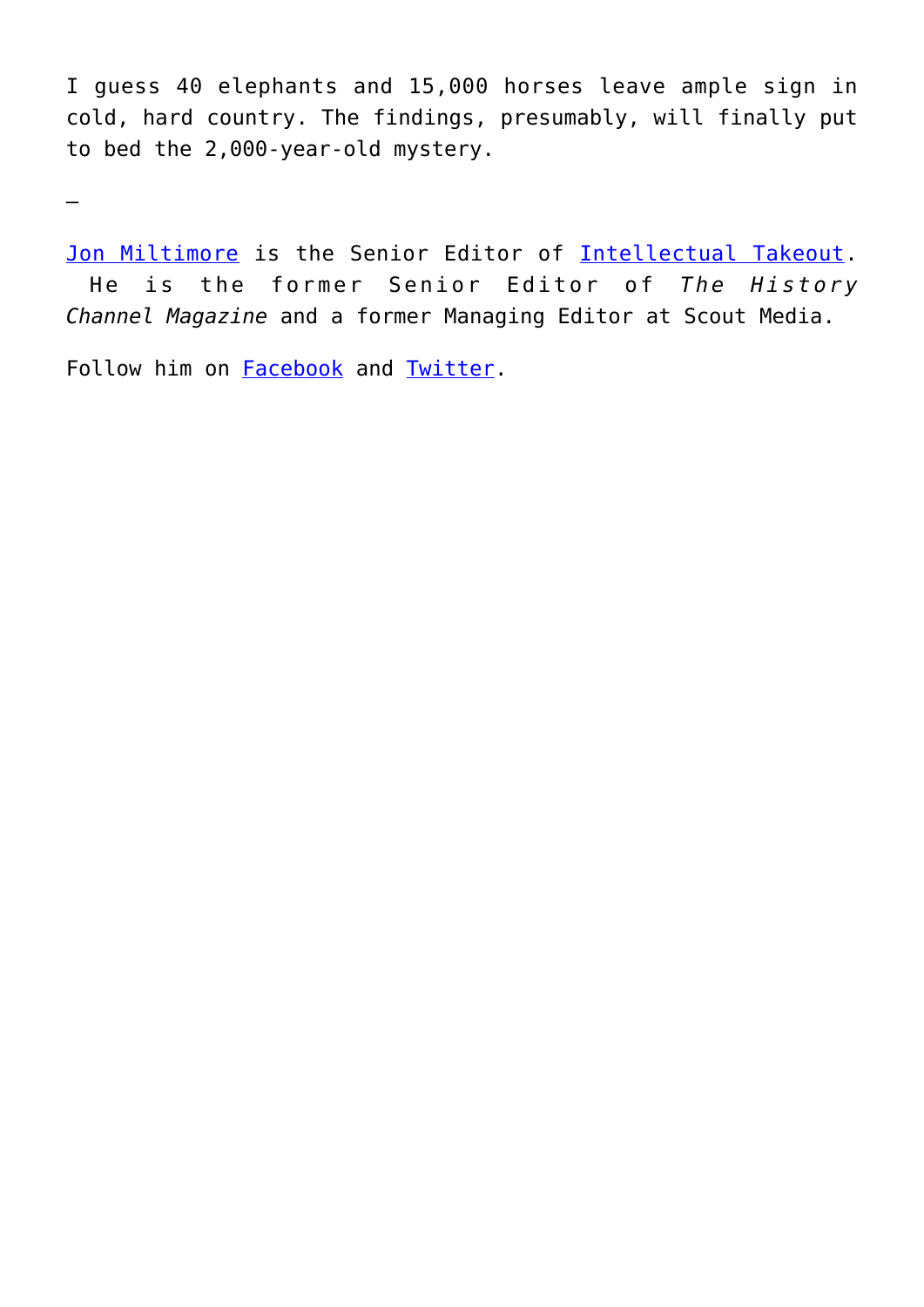I guess 40 elephants and 15,000 horses leave ample sign in cold, hard country. The findings, presumably, will finally put to bed the 2,000-year-old mystery.

—

Jon Miltimore is the Senior Editor of Intellectual Takeout. He is the former Senior Editor of *The History Channel Magazine* and a former Managing Editor at Scout Media.

Follow him on Facebook and Twitter.